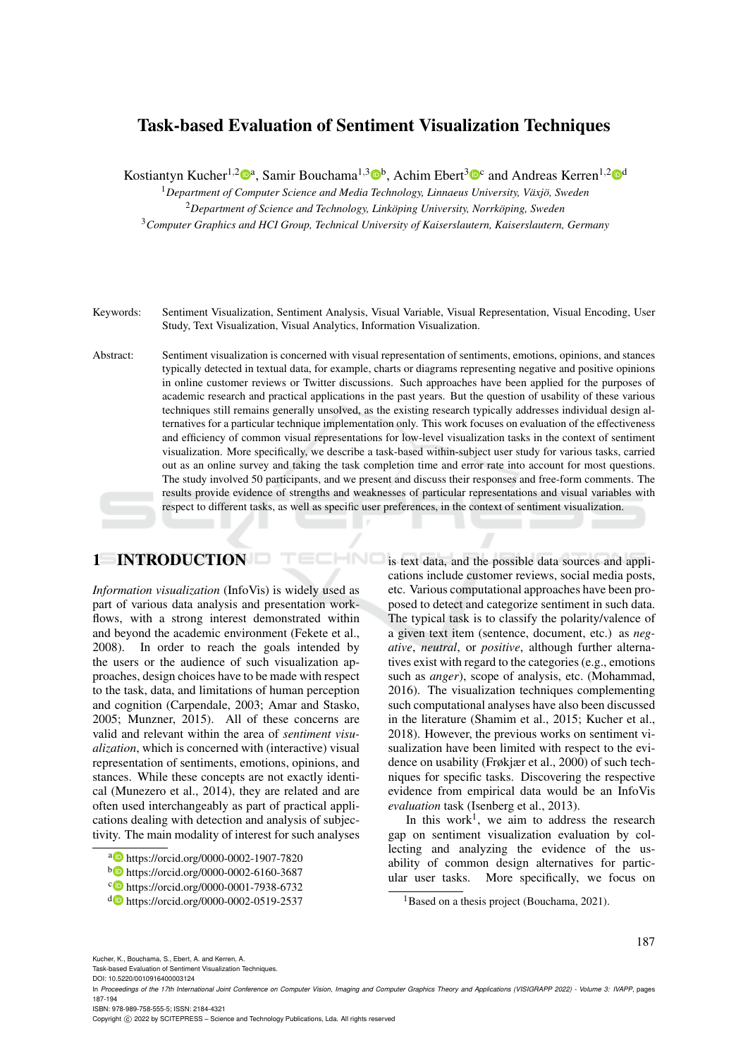# Task-based Evaluation of Sentiment Visualization Techniques

Kostiantyn Kucher[1,2,a], Samir Bouchama[1,3,b], Achim Ebert[3,c] and Andreas Kerren[1,2,d]

[1]*Department of Computer Science and Media Technology, Linnaeus University, Växjö, Sweden*

[2]*Department of Science and Technology, Linköping University, Norrköping, Sweden*

[3]*Computer Graphics and HCI Group, Technical University of Kaiserslautern, Kaiserslautern, Germany*

Keywords: Sentiment Visualization, Sentiment Analysis, Visual Variable, Visual Representation, Visual Encoding, User Study, Text Visualization, Visual Analytics, Information Visualization.

Abstract: Sentiment visualization is concerned with visual representation of sentiments, emotions, opinions, and stances typically detected in textual data, for example, charts or diagrams representing negative and positive opinions in online customer reviews or Twitter discussions. Such approaches have been applied for the purposes of academic research and practical applications in the past years. But the question of usability of these various techniques still remains generally unsolved, as the existing research typically addresses individual design alternatives for a particular technique implementation only. This work focuses on evaluation of the effectiveness and efficiency of common visual representations for low-level visualization tasks in the context of sentiment visualization. More specifically, we describe a task-based within-subject user study for various tasks, carried out as an online survey and taking the task completion time and error rate into account for most questions. The study involved 50 participants, and we present and discuss their responses and free-form comments. The results provide evidence of strengths and weaknesses of particular representations and visual variables with respect to different tasks, as well as specific user preferences, in the context of sentiment visualization.

## 1 INTRODUCTION

*Information visualization* (InfoVis) is widely used as part of various data analysis and presentation workflows, with a strong interest demonstrated within and beyond the academic environment (Fekete et al., 2008). In order to reach the goals intended by the users or the audience of such visualization approaches, design choices have to be made with respect to the task, data, and limitations of human perception and cognition (Carpendale, 2003; Amar and Stasko, 2005; Munzner, 2015). All of these concerns are valid and relevant within the area of *sentiment visualization*, which is concerned with (interactive) visual representation of sentiments, emotions, opinions, and stances. While these concepts are not exactly identical (Munezero et al., 2014), they are related and are often used interchangeably as part of practical applications dealing with detection and analysis of subjectivity. The main modality of interest for such analyses is text data, and the possible data sources and applications include customer reviews, social media posts, etc. Various computational approaches have been proposed to detect and categorize sentiment in such data. The typical task is to classify the polarity/valence of a given text item (sentence, document, etc.) as *negative*, *neutral*, or *positive*, although further alternatives exist with regard to the categories (e.g., emotions such as *anger*), scope of analysis, etc. (Mohammad, 2016). The visualization techniques complementing such computational analyses have also been discussed in the literature (Shamim et al., 2015; Kucher et al., 2018). However, the previous works on sentiment visualization have been limited with respect to the evidence on usability (Frøkjær et al., 2000) of such techniques for specific tasks. Discovering the respective evidence from empirical data would be an InfoVis *evaluation* task (Isenberg et al., 2013).

In this work[1], we aim to address the research gap on sentiment visualization evaluation by collecting and analyzing the evidence of the usability of common design alternatives for particular user tasks. More specifically, we focus on

[a] https://orcid.org/0000-0002-1907-7820

[b] https://orcid.org/0000-0002-6160-3687

[c] https://orcid.org/0000-0001-7938-6732

[d] https://orcid.org/0000-0002-0519-2537

[1] Based on a thesis project (Bouchama, 2021).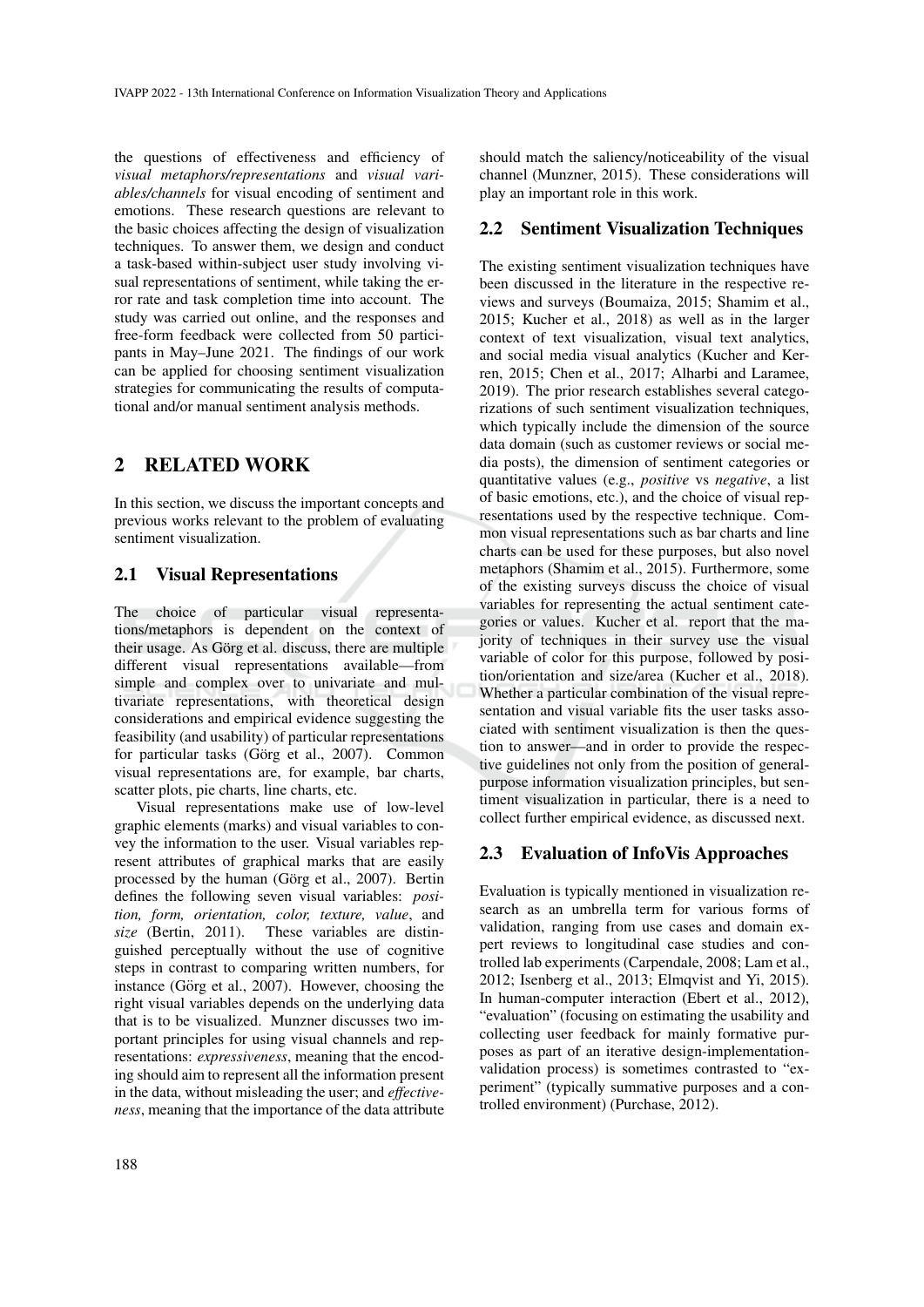the questions of effectiveness and efficiency of *visual metaphors/representations* and *visual variables/channels* for visual encoding of sentiment and emotions. These research questions are relevant to the basic choices affecting the design of visualization techniques. To answer them, we design and conduct a task-based within-subject user study involving visual representations of sentiment, while taking the error rate and task completion time into account. The study was carried out online, and the responses and free-form feedback were collected from 50 participants in May–June 2021. The findings of our work can be applied for choosing sentiment visualization strategies for communicating the results of computational and/or manual sentiment analysis methods.

## 2 RELATED WORK

In this section, we discuss the important concepts and previous works relevant to the problem of evaluating sentiment visualization.

### 2.1 Visual Representations

The choice of particular visual representations/metaphors is dependent on the context of their usage. As Görg et al. discuss, there are multiple different visual representations available—from simple and complex over to univariate and multivariate representations, with theoretical design considerations and empirical evidence suggesting the feasibility (and usability) of particular representations for particular tasks (Görg et al., 2007). Common visual representations are, for example, bar charts, scatter plots, pie charts, line charts, etc.

Visual representations make use of low-level graphic elements (marks) and visual variables to convey the information to the user. Visual variables represent attributes of graphical marks that are easily processed by the human (Görg et al., 2007). Bertin defines the following seven visual variables: *position, form, orientation, color, texture, value*, and *size* (Bertin, 2011). These variables are distinguished perceptually without the use of cognitive steps in contrast to comparing written numbers, for instance (Görg et al., 2007). However, choosing the right visual variables depends on the underlying data that is to be visualized. Munzner discusses two important principles for using visual channels and representations: *expressiveness*, meaning that the encoding should aim to represent all the information present in the data, without misleading the user; and *effectiveness*, meaning that the importance of the data attribute should match the saliency/noticeability of the visual channel (Munzner, 2015). These considerations will play an important role in this work.

### 2.2 Sentiment Visualization Techniques

The existing sentiment visualization techniques have been discussed in the literature in the respective reviews and surveys (Boumaiza, 2015; Shamim et al., 2015; Kucher et al., 2018) as well as in the larger context of text visualization, visual text analytics, and social media visual analytics (Kucher and Kerren, 2015; Chen et al., 2017; Alharbi and Laramee, 2019). The prior research establishes several categorizations of such sentiment visualization techniques, which typically include the dimension of the source data domain (such as customer reviews or social media posts), the dimension of sentiment categories or quantitative values (e.g., *positive* vs *negative*, a list of basic emotions, etc.), and the choice of visual representations used by the respective technique. Common visual representations such as bar charts and line charts can be used for these purposes, but also novel metaphors (Shamim et al., 2015). Furthermore, some of the existing surveys discuss the choice of visual variables for representing the actual sentiment categories or values. Kucher et al. report that the majority of techniques in their survey use the visual variable of color for this purpose, followed by position/orientation and size/area (Kucher et al., 2018). Whether a particular combination of the visual representation and visual variable fits the user tasks associated with sentiment visualization is then the question to answer—and in order to provide the respective guidelines not only from the position of general-purpose information visualization principles, but sentiment visualization in particular, there is a need to collect further empirical evidence, as discussed next.

### 2.3 Evaluation of InfoVis Approaches

Evaluation is typically mentioned in visualization research as an umbrella term for various forms of validation, ranging from use cases and domain expert reviews to longitudinal case studies and controlled lab experiments (Carpendale, 2008; Lam et al., 2012; Isenberg et al., 2013; Elmqvist and Yi, 2015). In human-computer interaction (Ebert et al., 2012), "evaluation" (focusing on estimating the usability and collecting user feedback for mainly formative purposes as part of an iterative design-implementation-validation process) is sometimes contrasted to "experiment" (typically summative purposes and a controlled environment) (Purchase, 2012).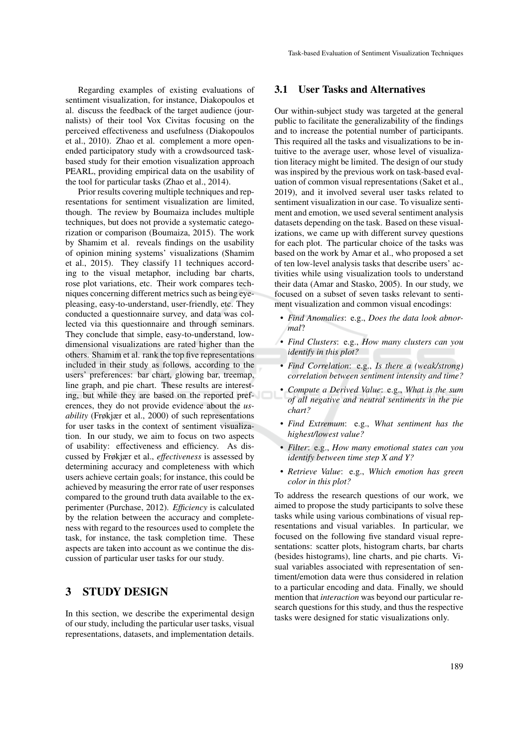Regarding examples of existing evaluations of sentiment visualization, for instance, Diakopoulos et al. discuss the feedback of the target audience (journalists) of their tool Vox Civitas focusing on the perceived effectiveness and usefulness (Diakopoulos et al., 2010). Zhao et al. complement a more open-ended participatory study with a crowdsourced task-based study for their emotion visualization approach PEARL, providing empirical data on the usability of the tool for particular tasks (Zhao et al., 2014).

Prior results covering multiple techniques and representations for sentiment visualization are limited, though. The review by Boumaiza includes multiple techniques, but does not provide a systematic categorization or comparison (Boumaiza, 2015). The work by Shamim et al. reveals findings on the usability of opinion mining systems' visualizations (Shamim et al., 2015). They classify 11 techniques according to the visual metaphor, including bar charts, rose plot variations, etc. Their work compares techniques concerning different metrics such as being eye-pleasing, easy-to-understand, user-friendly, etc. They conducted a questionnaire survey, and data was collected via this questionnaire and through seminars. They conclude that simple, easy-to-understand, low-dimensional visualizations are rated higher than the others. Shamim et al. rank the top five representations included in their study as follows, according to the users' preferences: bar chart, glowing bar, treemap, line graph, and pie chart. These results are interesting, but while they are based on the reported preferences, they do not provide evidence about the *usability* (Frøkjær et al., 2000) of such representations for user tasks in the context of sentiment visualization. In our study, we aim to focus on two aspects of usability: effectiveness and efficiency. As discussed by Frøkjær et al., *effectiveness* is assessed by determining accuracy and completeness with which users achieve certain goals; for instance, this could be achieved by measuring the error rate of user responses compared to the ground truth data available to the experimenter (Purchase, 2012). *Efficiency* is calculated by the relation between the accuracy and completeness with regard to the resources used to complete the task, for instance, the task completion time. These aspects are taken into account as we continue the discussion of particular user tasks for our study.

## 3 STUDY DESIGN

In this section, we describe the experimental design of our study, including the particular user tasks, visual representations, datasets, and implementation details.

### 3.1 User Tasks and Alternatives

Our within-subject study was targeted at the general public to facilitate the generalizability of the findings and to increase the potential number of participants. This required all the tasks and visualizations to be intuitive to the average user, whose level of visualization literacy might be limited. The design of our study was inspired by the previous work on task-based evaluation of common visual representations (Saket et al., 2019), and it involved several user tasks related to sentiment visualization in our case. To visualize sentiment and emotion, we used several sentiment analysis datasets depending on the task. Based on these visualizations, we came up with different survey questions for each plot. The particular choice of the tasks was based on the work by Amar et al., who proposed a set of ten low-level analysis tasks that describe users' activities while using visualization tools to understand their data (Amar and Stasko, 2005). In our study, we focused on a subset of seven tasks relevant to sentiment visualization and common visual encodings:

- *Find Anomalies*: e.g., *Does the data look abnormal*?
- *Find Clusters*: e.g., *How many clusters can you identify in this plot?*
- *Find Correlation*: e.g., *Is there a (weak/strong) correlation between sentiment intensity and time?*
- *Compute a Derived Value*: e.g., *What is the sum of all negative and neutral sentiments in the pie chart?*
- *Find Extremum*: e.g., *What sentiment has the highest/lowest value?*
- *Filter*: e.g., *How many emotional states can you identify between time step X and Y?*
- *Retrieve Value*: e.g., *Which emotion has green color in this plot?*

To address the research questions of our work, we aimed to propose the study participants to solve these tasks while using various combinations of visual representations and visual variables. In particular, we focused on the following five standard visual representations: scatter plots, histogram charts, bar charts (besides histograms), line charts, and pie charts. Visual variables associated with representation of sentiment/emotion data were thus considered in relation to a particular encoding and data. Finally, we should mention that *interaction* was beyond our particular research questions for this study, and thus the respective tasks were designed for static visualizations only.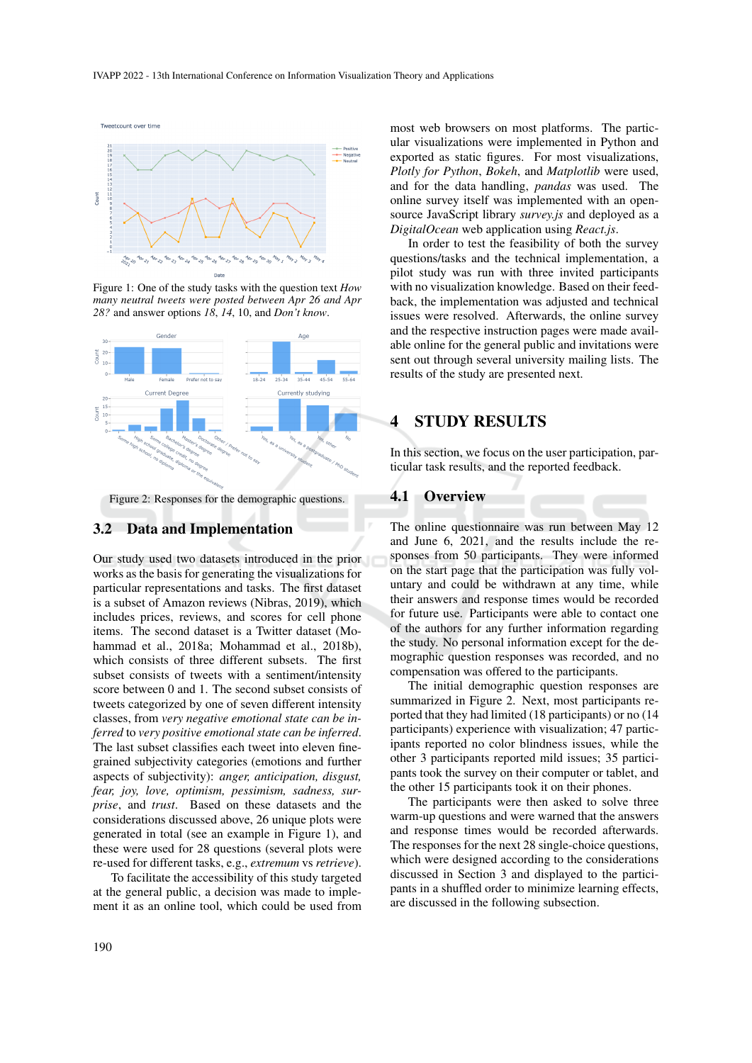Figure 1: One of the study tasks with the question text *How many neutral tweets were posted between Apr 26 and Apr 28?* and answer options *18*, *14*, 10, and *Don't know*.

Figure 2: Responses for the demographic questions.

## 3.2 Data and Implementation

Our study used two datasets introduced in the prior works as the basis for generating the visualizations for particular representations and tasks. The first dataset is a subset of Amazon reviews (Nibras, 2019), which includes prices, reviews, and scores for cell phone items. The second dataset is a Twitter dataset (Mohammad et al., 2018a; Mohammad et al., 2018b), which consists of three different subsets. The first subset consists of tweets with a sentiment/intensity score between 0 and 1. The second subset consists of tweets categorized by one of seven different intensity classes, from *very negative emotional state can be inferred* to *very positive emotional state can be inferred*. The last subset classifies each tweet into eleven fine-grained subjectivity categories (emotions and further aspects of subjectivity): *anger, anticipation, disgust, fear, joy, love, optimism, pessimism, sadness, surprise*, and *trust*. Based on these datasets and the considerations discussed above, 26 unique plots were generated in total (see an example in Figure 1), and these were used for 28 questions (several plots were re-used for different tasks, e.g., *extremum* vs *retrieve*).

To facilitate the accessibility of this study targeted at the general public, a decision was made to implement it as an online tool, which could be used from most web browsers on most platforms. The particular visualizations were implemented in Python and exported as static figures. For most visualizations, *Plotly for Python*, *Bokeh*, and *Matplotlib* were used, and for the data handling, *pandas* was used. The online survey itself was implemented with an open-source JavaScript library *survey.js* and deployed as a *DigitalOcean* web application using *React.js*.

In order to test the feasibility of both the survey questions/tasks and the technical implementation, a pilot study was run with three invited participants with no visualization knowledge. Based on their feedback, the implementation was adjusted and technical issues were resolved. Afterwards, the online survey and the respective instruction pages were made available online for the general public and invitations were sent out through several university mailing lists. The results of the study are presented next.

# 4 STUDY RESULTS

In this section, we focus on the user participation, particular task results, and the reported feedback.

## 4.1 Overview

The online questionnaire was run between May 12 and June 6, 2021, and the results include the responses from 50 participants. They were informed on the start page that the participation was fully voluntary and could be withdrawn at any time, while their answers and response times would be recorded for future use. Participants were able to contact one of the authors for any further information regarding the study. No personal information except for the demographic question responses was recorded, and no compensation was offered to the participants.

The initial demographic question responses are summarized in Figure 2. Next, most participants reported that they had limited (18 participants) or no (14 participants) experience with visualization; 47 participants reported no color blindness issues, while the other 3 participants reported mild issues; 35 participants took the survey on their computer or tablet, and the other 15 participants took it on their phones.

The participants were then asked to solve three warm-up questions and were warned that the answers and response times would be recorded afterwards. The responses for the next 28 single-choice questions, which were designed according to the considerations discussed in Section 3 and displayed to the participants in a shuffled order to minimize learning effects, are discussed in the following subsection.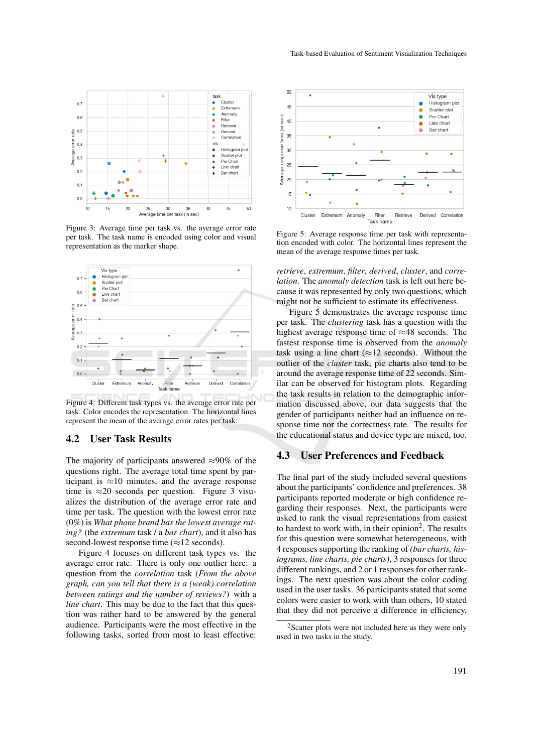Figure 3: Average time per task vs. the average error rate per task. The task name is encoded using color and visual representation as the marker shape.

Figure 4: Different task types vs. the average error rate per task. Color encodes the representation. The horizontal lines represent the mean of the average error rates per task.

## 4.2 User Task Results

The majority of participants answered ≈90% of the questions right. The average total time spent by participant is ≈10 minutes, and the average response time is ≈20 seconds per question. Figure 3 visualizes the distribution of the average error rate and time per task. The question with the lowest error rate (0%) is *What phone brand has the lowest average rating?* (the *extremum* task / a *bar chart*), and it also has second-lowest response time (≈12 seconds).

Figure 4 focuses on different task types vs. the average error rate. There is only one outlier here: a question from the *correlation* task (*From the above graph, can you tell that there is a (weak) correlation between ratings and the number of reviews?*) with a *line chart*. This may be due to the fact that this question was rather hard to be answered by the general audience. Participants were the most effective in the following tasks, sorted from most to least effective: *retrieve*, *extremum*, *filter*, *derived*, *cluster*, and *correlation*. The *anomaly detection* task is left out here because it was represented by only two questions, which might not be sufficient to estimate its effectiveness.

Figure 5: Average response time per task with representation encoded with color. The horizontal lines represent the mean of the average response times per task.

Figure 5 demonstrates the average response time per task. The *clustering* task has a question with the highest average response time of ≈48 seconds. The fastest response time is observed from the *anomaly* task using a line chart (≈12 seconds). Without the outlier of the *cluster* task, pie charts also tend to be around the average response time of 22 seconds. Similar can be observed for histogram plots. Regarding the task results in relation to the demographic information discussed above, our data suggests that the gender of participants neither had an influence on response time nor the correctness rate. The results for the educational status and device type are mixed, too.

## 4.3 User Preferences and Feedback

The final part of the study included several questions about the participants' confidence and preferences. 38 participants reported moderate or high confidence regarding their responses. Next, the participants were asked to rank the visual representations from easiest to hardest to work with, in their opinion[2]. The results for this question were somewhat heterogeneous, with 4 responses supporting the ranking of *(bar charts, histograms, line charts, pie charts)*, 3 responses for three different rankings, and 2 or 1 responses for other rankings. The next question was about the color coding used in the user tasks. 36 participants stated that some colors were easier to work with than others, 10 stated that they did not perceive a difference in efficiency,

[2] Scatter plots were not included here as they were only used in two tasks in the study.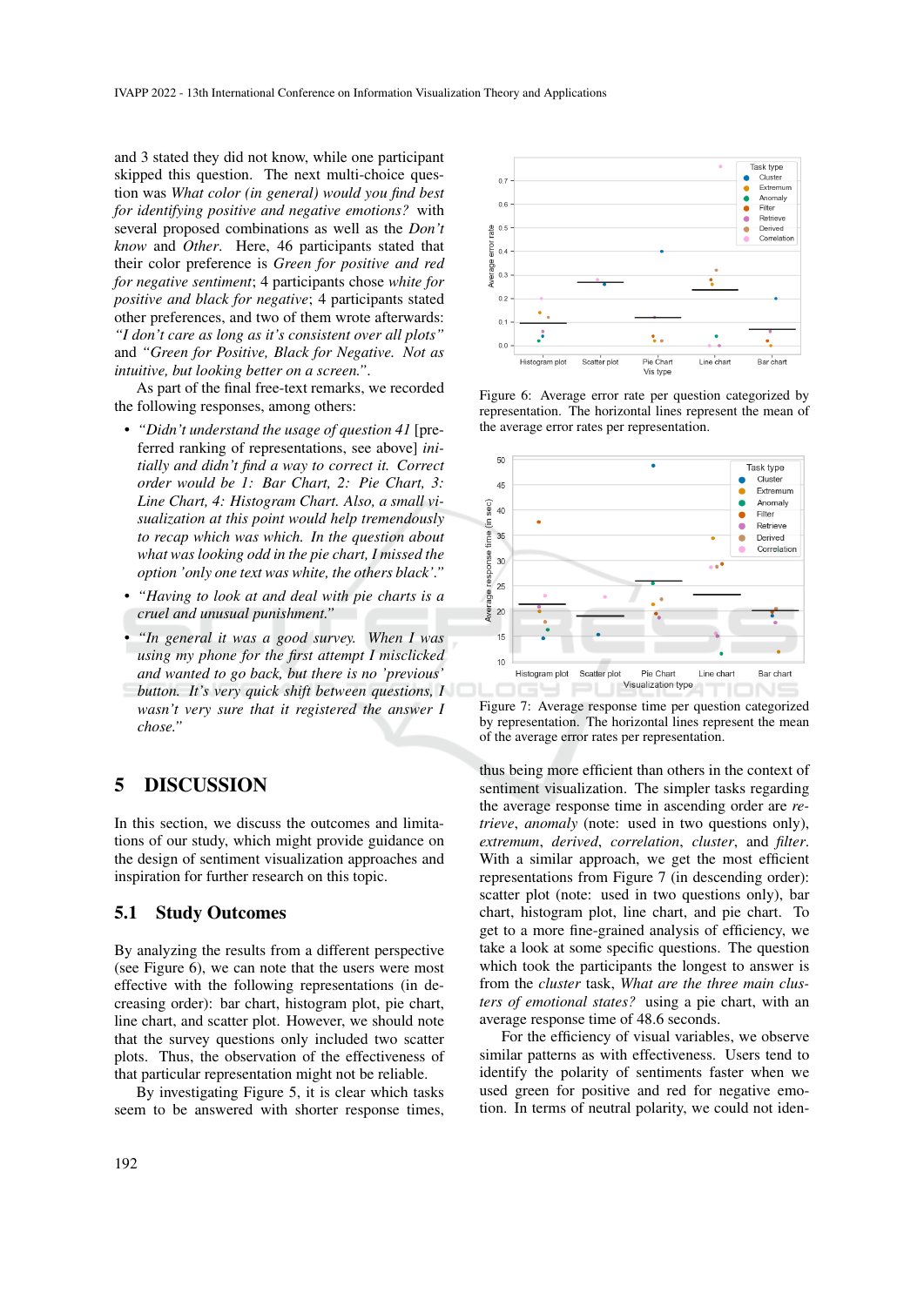and 3 stated they did not know, while one participant skipped this question. The next multi-choice question was *What color (in general) would you find best for identifying positive and negative emotions?* with several proposed combinations as well as the *Don't know* and *Other*. Here, 46 participants stated that their color preference is *Green for positive and red for negative sentiment*; 4 participants chose *white for positive and black for negative*; 4 participants stated other preferences, and two of them wrote afterwards: *"I don't care as long as it's consistent over all plots"* and *"Green for Positive, Black for Negative. Not as intuitive, but looking better on a screen."*.

As part of the final free-text remarks, we recorded the following responses, among others:

- *"Didn't understand the usage of question 41* [preferred ranking of representations, see above] *initially and didn't find a way to correct it. Correct order would be 1: Bar Chart, 2: Pie Chart, 3: Line Chart, 4: Histogram Chart. Also, a small visualization at this point would help tremendously to recap which was which. In the question about what was looking odd in the pie chart, I missed the option 'only one text was white, the others black'."*
- *"Having to look at and deal with pie charts is a cruel and unusual punishment."*
- *"In general it was a good survey. When I was using my phone for the first attempt I misclicked and wanted to go back, but there is no 'previous' button. It's very quick shift between questions, I wasn't very sure that it registered the answer I chose."*

Figure 6: Average error rate per question categorized by representation. The horizontal lines represent the mean of the average error rates per representation.

Figure 7: Average response time per question categorized by representation. The horizontal lines represent the mean of the average error rates per representation.

## 5 DISCUSSION

In this section, we discuss the outcomes and limitations of our study, which might provide guidance on the design of sentiment visualization approaches and inspiration for further research on this topic.

### 5.1 Study Outcomes

By analyzing the results from a different perspective (see Figure 6), we can note that the users were most effective with the following representations (in decreasing order): bar chart, histogram plot, pie chart, line chart, and scatter plot. However, we should note that the survey questions only included two scatter plots. Thus, the observation of the effectiveness of that particular representation might not be reliable.

By investigating Figure 5, it is clear which tasks seem to be answered with shorter response times, thus being more efficient than others in the context of sentiment visualization. The simpler tasks regarding the average response time in ascending order are *retrieve*, *anomaly* (note: used in two questions only), *extremum*, *derived*, *correlation*, *cluster*, and *filter*. With a similar approach, we get the most efficient representations from Figure 7 (in descending order): scatter plot (note: used in two questions only), bar chart, histogram plot, line chart, and pie chart. To get to a more fine-grained analysis of efficiency, we take a look at some specific questions. The question which took the participants the longest to answer is from the *cluster* task, *What are the three main clusters of emotional states?* using a pie chart, with an average response time of 48.6 seconds.

For the efficiency of visual variables, we observe similar patterns as with effectiveness. Users tend to identify the polarity of sentiments faster when we used green for positive and red for negative emotion. In terms of neutral polarity, we could not iden-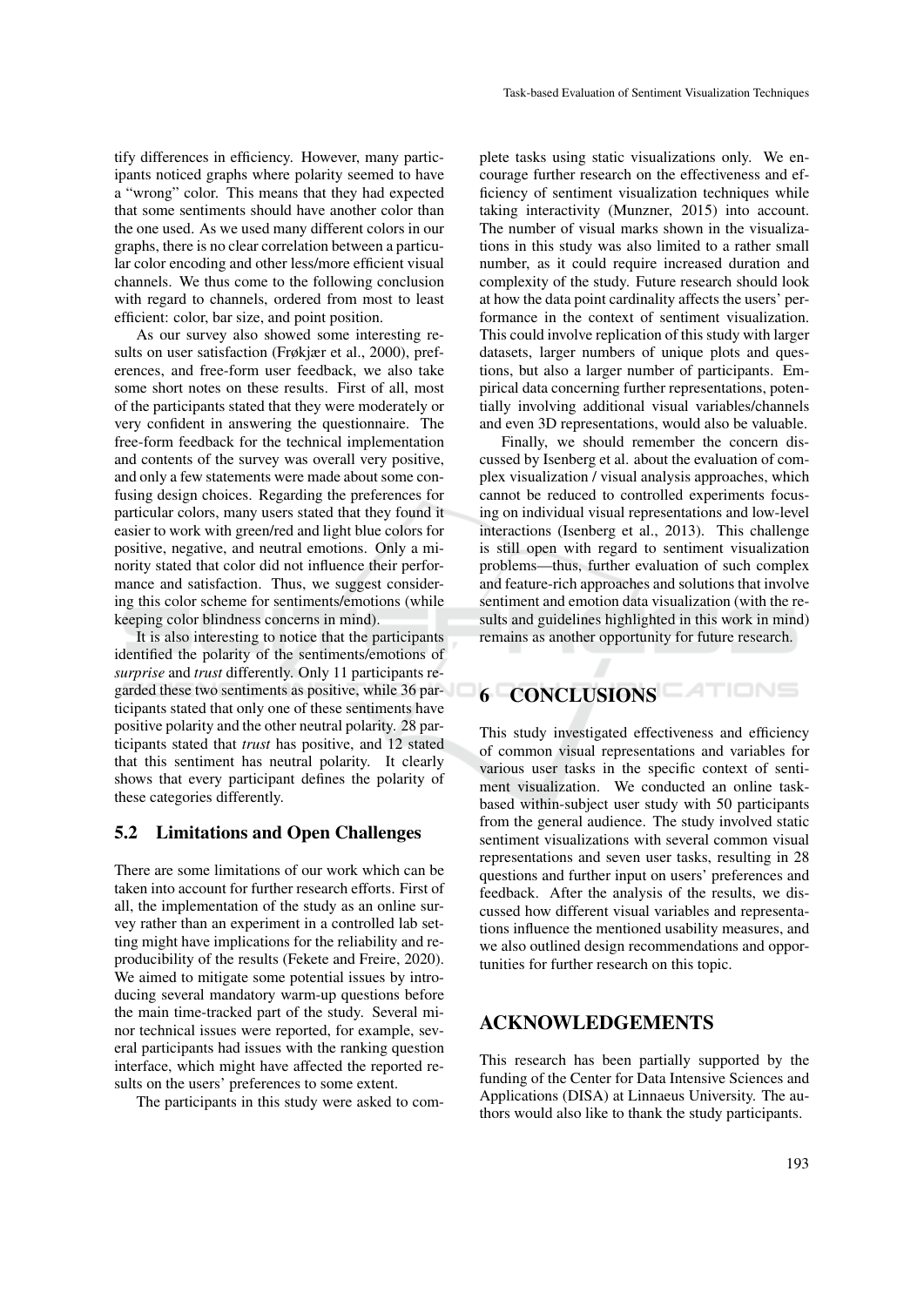tify differences in efficiency. However, many participants noticed graphs where polarity seemed to have a "wrong" color. This means that they had expected that some sentiments should have another color than the one used. As we used many different colors in our graphs, there is no clear correlation between a particular color encoding and other less/more efficient visual channels. We thus come to the following conclusion with regard to channels, ordered from most to least efficient: color, bar size, and point position.

As our survey also showed some interesting results on user satisfaction (Frøkjær et al., 2000), preferences, and free-form user feedback, we also take some short notes on these results. First of all, most of the participants stated that they were moderately or very confident in answering the questionnaire. The free-form feedback for the technical implementation and contents of the survey was overall very positive, and only a few statements were made about some confusing design choices. Regarding the preferences for particular colors, many users stated that they found it easier to work with green/red and light blue colors for positive, negative, and neutral emotions. Only a minority stated that color did not influence their performance and satisfaction. Thus, we suggest considering this color scheme for sentiments/emotions (while keeping color blindness concerns in mind).

It is also interesting to notice that the participants identified the polarity of the sentiments/emotions of *surprise* and *trust* differently. Only 11 participants regarded these two sentiments as positive, while 36 participants stated that only one of these sentiments have positive polarity and the other neutral polarity. 28 participants stated that *trust* has positive, and 12 stated that this sentiment has neutral polarity. It clearly shows that every participant defines the polarity of these categories differently.

### 5.2 Limitations and Open Challenges

There are some limitations of our work which can be taken into account for further research efforts. First of all, the implementation of the study as an online survey rather than an experiment in a controlled lab setting might have implications for the reliability and reproducibility of the results (Fekete and Freire, 2020). We aimed to mitigate some potential issues by introducing several mandatory warm-up questions before the main time-tracked part of the study. Several minor technical issues were reported, for example, several participants had issues with the ranking question interface, which might have affected the reported results on the users' preferences to some extent.

The participants in this study were asked to complete tasks using static visualizations only. We encourage further research on the effectiveness and efficiency of sentiment visualization techniques while taking interactivity (Munzner, 2015) into account. The number of visual marks shown in the visualizations in this study was also limited to a rather small number, as it could require increased duration and complexity of the study. Future research should look at how the data point cardinality affects the users' performance in the context of sentiment visualization. This could involve replication of this study with larger datasets, larger numbers of unique plots and questions, but also a larger number of participants. Empirical data concerning further representations, potentially involving additional visual variables/channels and even 3D representations, would also be valuable.

Finally, we should remember the concern discussed by Isenberg et al. about the evaluation of complex visualization / visual analysis approaches, which cannot be reduced to controlled experiments focusing on individual visual representations and low-level interactions (Isenberg et al., 2013). This challenge is still open with regard to sentiment visualization problems—thus, further evaluation of such complex and feature-rich approaches and solutions that involve sentiment and emotion data visualization (with the results and guidelines highlighted in this work in mind) remains as another opportunity for future research.

## 6 CONCLUSIONS

This study investigated effectiveness and efficiency of common visual representations and variables for various user tasks in the specific context of sentiment visualization. We conducted an online task-based within-subject user study with 50 participants from the general audience. The study involved static sentiment visualizations with several common visual representations and seven user tasks, resulting in 28 questions and further input on users' preferences and feedback. After the analysis of the results, we discussed how different visual variables and representations influence the mentioned usability measures, and we also outlined design recommendations and opportunities for further research on this topic.

## ACKNOWLEDGEMENTS

This research has been partially supported by the funding of the Center for Data Intensive Sciences and Applications (DISA) at Linnaeus University. The authors would also like to thank the study participants.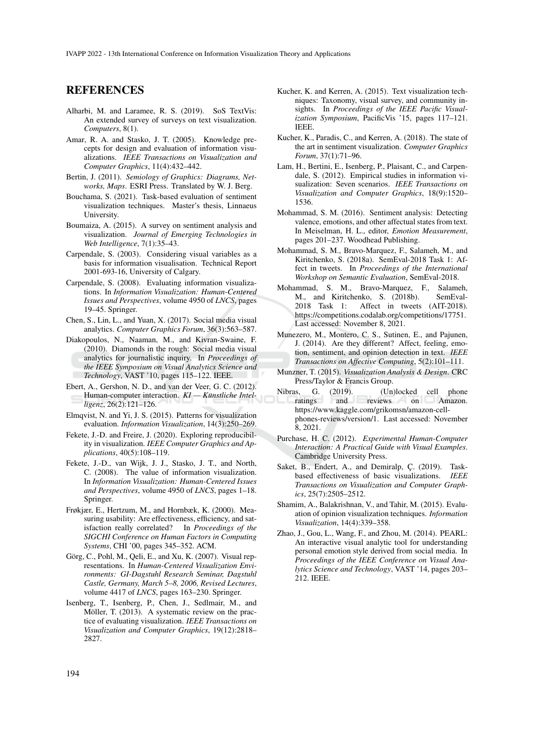## REFERENCES

Alharbi, M. and Laramee, R. S. (2019). SoS TextVis: An extended survey of surveys on text visualization. *Computers*, 8(1).

Amar, R. A. and Stasko, J. T. (2005). Knowledge precepts for design and evaluation of information visualizations. *IEEE Transactions on Visualization and Computer Graphics*, 11(4):432–442.

Bertin, J. (2011). *Semiology of Graphics: Diagrams, Networks, Maps*. ESRI Press. Translated by W. J. Berg.

Bouchama, S. (2021). Task-based evaluation of sentiment visualization techniques. Master's thesis, Linnaeus University.

Boumaiza, A. (2015). A survey on sentiment analysis and visualization. *Journal of Emerging Technologies in Web Intelligence*, 7(1):35–43.

Carpendale, S. (2003). Considering visual variables as a basis for information visualisation. Technical Report 2001-693-16, University of Calgary.

Carpendale, S. (2008). Evaluating information visualizations. In *Information Visualization: Human-Centered Issues and Perspectives*, volume 4950 of *LNCS*, pages 19–45. Springer.

Chen, S., Lin, L., and Yuan, X. (2017). Social media visual analytics. *Computer Graphics Forum*, 36(3):563–587.

Diakopoulos, N., Naaman, M., and Kivran-Swaine, F. (2010). Diamonds in the rough: Social media visual analytics for journalistic inquiry. In *Proceedings of the IEEE Symposium on Visual Analytics Science and Technology*, VAST '10, pages 115–122. IEEE.

Ebert, A., Gershon, N. D., and van der Veer, G. C. (2012). Human-computer interaction. *KI — Künstliche Intelligenz*, 26(2):121–126.

Elmqvist, N. and Yi, J. S. (2015). Patterns for visualization evaluation. *Information Visualization*, 14(3):250–269.

Fekete, J.-D. and Freire, J. (2020). Exploring reproducibility in visualization. *IEEE Computer Graphics and Applications*, 40(5):108–119.

Fekete, J.-D., van Wijk, J. J., Stasko, J. T., and North, C. (2008). The value of information visualization. In *Information Visualization: Human-Centered Issues and Perspectives*, volume 4950 of *LNCS*, pages 1–18. Springer.

Frøkjær, E., Hertzum, M., and Hornbæk, K. (2000). Measuring usability: Are effectiveness, efficiency, and satisfaction really correlated? In *Proceedings of the SIGCHI Conference on Human Factors in Computing Systems*, CHI '00, pages 345–352. ACM.

Görg, C., Pohl, M., Qeli, E., and Xu, K. (2007). Visual representations. In *Human-Centered Visualization Environments: GI-Dagstuhl Research Seminar, Dagstuhl Castle, Germany, March 5–8, 2006, Revised Lectures*, volume 4417 of *LNCS*, pages 163–230. Springer.

Isenberg, T., Isenberg, P., Chen, J., Sedlmair, M., and Möller, T. (2013). A systematic review on the practice of evaluating visualization. *IEEE Transactions on Visualization and Computer Graphics*, 19(12):2818–2827.

Kucher, K. and Kerren, A. (2015). Text visualization techniques: Taxonomy, visual survey, and community insights. In *Proceedings of the IEEE Pacific Visualization Symposium*, PacificVis '15, pages 117–121. IEEE.

Kucher, K., Paradis, C., and Kerren, A. (2018). The state of the art in sentiment visualization. *Computer Graphics Forum*, 37(1):71–96.

Lam, H., Bertini, E., Isenberg, P., Plaisant, C., and Carpendale, S. (2012). Empirical studies in information visualization: Seven scenarios. *IEEE Transactions on Visualization and Computer Graphics*, 18(9):1520–1536.

Mohammad, S. M. (2016). Sentiment analysis: Detecting valence, emotions, and other affectual states from text. In Meiselman, H. L., editor, *Emotion Measurement*, pages 201–237. Woodhead Publishing.

Mohammad, S. M., Bravo-Marquez, F., Salameh, M., and Kiritchenko, S. (2018a). SemEval-2018 Task 1: Affect in tweets. In *Proceedings of the International Workshop on Semantic Evaluation*, SemEval-2018.

Mohammad, S. M., Bravo-Marquez, F., Salameh, M., and Kiritchenko, S. (2018b). SemEval-2018 Task 1: Affect in tweets (AIT-2018). https://competitions.codalab.org/competitions/17751. Last accessed: November 8, 2021.

Munezero, M., Montero, C. S., Sutinen, E., and Pajunen, J. (2014). Are they different? Affect, feeling, emotion, sentiment, and opinion detection in text. *IEEE Transactions on Affective Computing*, 5(2):101–111.

Munzner, T. (2015). *Visualization Analysis & Design*. CRC Press/Taylor & Francis Group.

Nibras, G. (2019). (Un)locked cell phone ratings and reviews on Amazon. https://www.kaggle.com/grikomsn/amazon-cell-phones-reviews/version/1. Last accessed: November 8, 2021.

Purchase, H. C. (2012). *Experimental Human-Computer Interaction: A Practical Guide with Visual Examples*. Cambridge University Press.

Saket, B., Endert, A., and Demiralp, Ç. (2019). Task-based effectiveness of basic visualizations. *IEEE Transactions on Visualization and Computer Graphics*, 25(7):2505–2512.

Shamim, A., Balakrishnan, V., and Tahir, M. (2015). Evaluation of opinion visualization techniques. *Information Visualization*, 14(4):339–358.

Zhao, J., Gou, L., Wang, F., and Zhou, M. (2014). PEARL: An interactive visual analytic tool for understanding personal emotion style derived from social media. In *Proceedings of the IEEE Conference on Visual Analytics Science and Technology*, VAST '14, pages 203–212. IEEE.